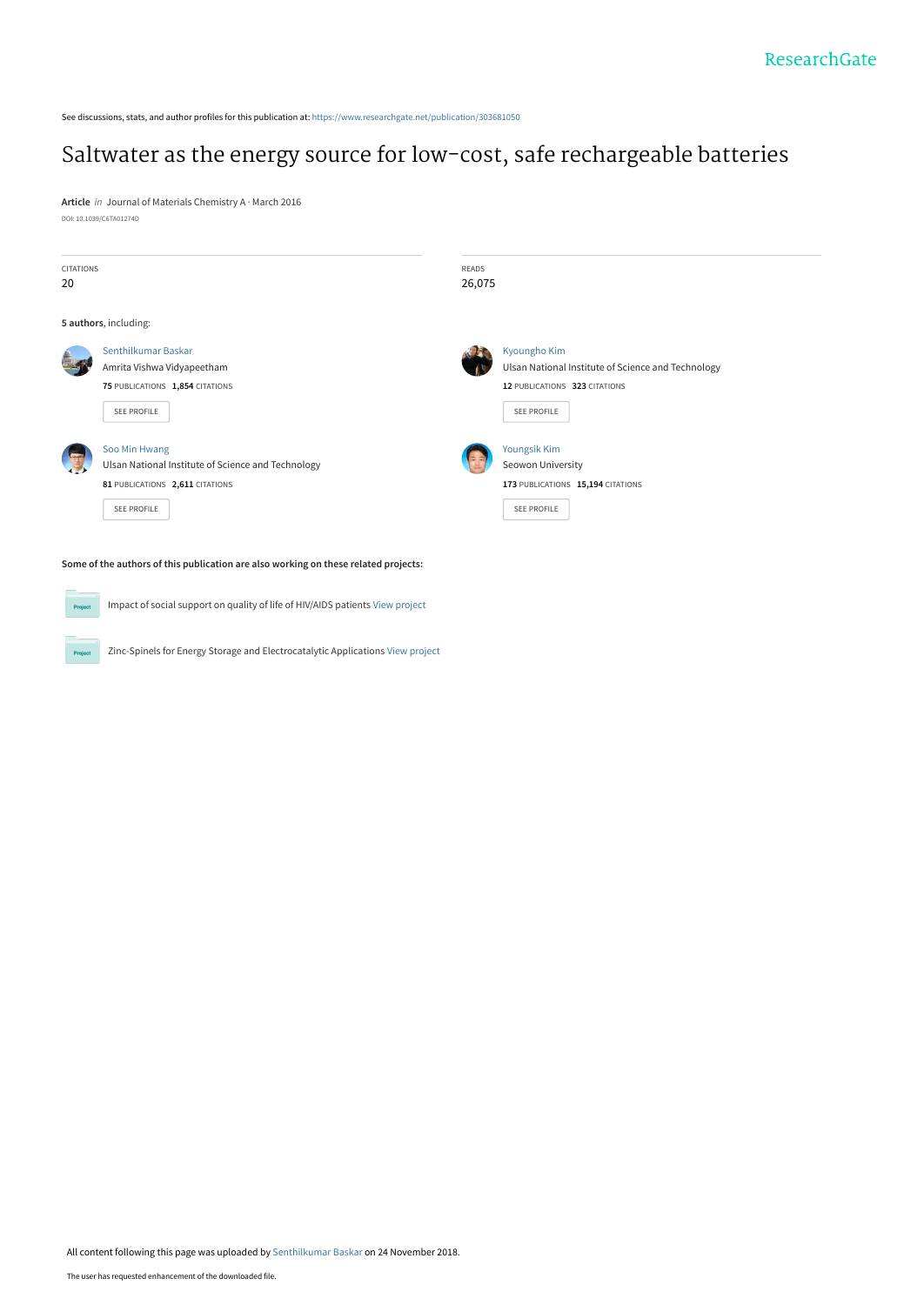See discussions, stats, and author profiles for this publication at: https://www.researchgate.net/publication/303681050

# Saltwater as the energy source for low-cost, safe rechargeable batteries

**Article** *in* Journal of Materials Chemistry A · March 2016

DOI: 10.1039/C6TA01274D

| CITATIONS | READS |
| --- | --- |
| 20 | 26,075 |

**5 authors**, including:

Senthilkumar Baskar
Amrita Vishwa Vidyapeetham
**75** PUBLICATIONS **1,854** CITATIONS
SEE PROFILE

Kyoungho Kim
Ulsan National Institute of Science and Technology
**12** PUBLICATIONS **323** CITATIONS
SEE PROFILE

Soo Min Hwang
Ulsan National Institute of Science and Technology
**81** PUBLICATIONS **2,611** CITATIONS
SEE PROFILE

Youngsik Kim
Seowon University
**173** PUBLICATIONS **15,194** CITATIONS
SEE PROFILE

**Some of the authors of this publication are also working on these related projects:**

Project: Impact of social support on quality of life of HIV/AIDS patients View project

Project: Zinc-Spinels for Energy Storage and Electrocatalytic Applications View project

All content following this page was uploaded by Senthilkumar Baskar on 24 November 2018.

The user has requested enhancement of the downloaded file.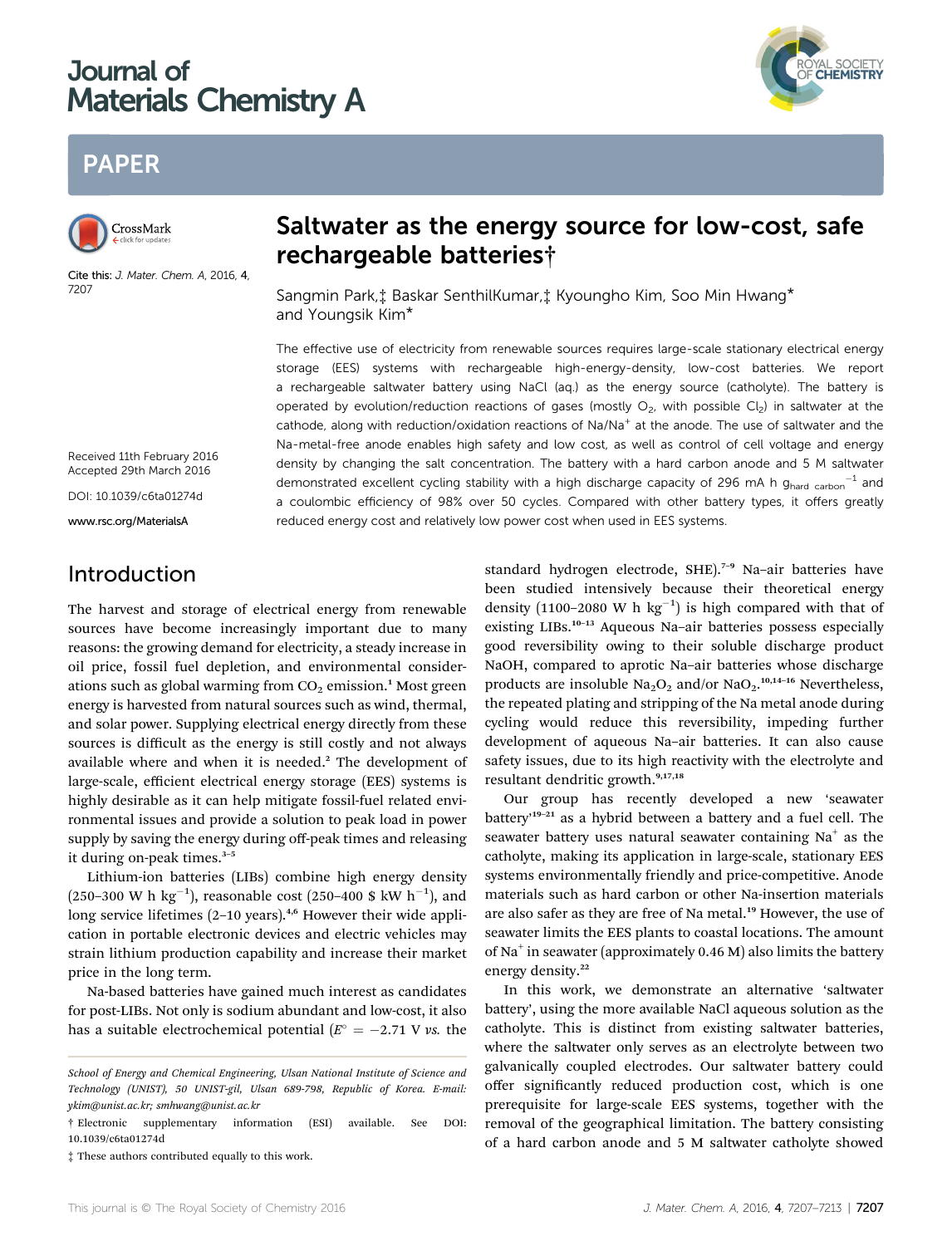# Journal of Materials Chemistry A

## PAPER

Cite this: *J. Mater. Chem. A*, 2016, **4**, 7207

# Saltwater as the energy source for low-cost, safe rechargeable batteries†

Sangmin Park,‡ Baskar SenthilKumar,‡ Kyoungho Kim, Soo Min Hwang* and Youngsik Kim*

Received 11th February 2016
Accepted 29th March 2016

DOI: 10.1039/c6ta01274d

www.rsc.org/MaterialsA

The effective use of electricity from renewable sources requires large-scale stationary electrical energy storage (EES) systems with rechargeable high-energy-density, low-cost batteries. We report a rechargeable saltwater battery using NaCl (aq.) as the energy source (catholyte). The battery is operated by evolution/reduction reactions of gases (mostly $O_2$, with possible $Cl_2$) in saltwater at the cathode, along with reduction/oxidation reactions of $Na/Na^+$ at the anode. The use of saltwater and the Na-metal-free anode enables high safety and low cost, as well as control of cell voltage and energy density by changing the salt concentration. The battery with a hard carbon anode and 5 M saltwater demonstrated excellent cycling stability with a high discharge capacity of 296 mA h $g_{hard\ carbon}^{-1}$ and a coulombic efficiency of 98% over 50 cycles. Compared with other battery types, it offers greatly reduced energy cost and relatively low power cost when used in EES systems.

## Introduction

The harvest and storage of electrical energy from renewable sources have become increasingly important due to many reasons: the growing demand for electricity, a steady increase in oil price, fossil fuel depletion, and environmental considerations such as global warming from $CO_2$ emission.[1] Most green energy is harvested from natural sources such as wind, thermal, and solar power. Supplying electrical energy directly from these sources is difficult as the energy is still costly and not always available where and when it is needed.[2] The development of large-scale, efficient electrical energy storage (EES) systems is highly desirable as it can help mitigate fossil-fuel related environmental issues and provide a solution to peak load in power supply by saving the energy during off-peak times and releasing it during on-peak times.[3–5]

Lithium-ion batteries (LIBs) combine high energy density (250–300 W h $kg^{-1}$), reasonable cost (250–400 \$ kW $h^{-1}$), and long service lifetimes (2–10 years).[4,6] However their wide application in portable electronic devices and electric vehicles may strain lithium production capability and increase their market price in the long term.

Na-based batteries have gained much interest as candidates for post-LIBs. Not only is sodium abundant and low-cost, it also has a suitable electrochemical potential ($E^\circ = -2.71$ V *vs.* the standard hydrogen electrode, SHE).[7–9] Na–air batteries have been studied intensively because their theoretical energy density (1100–2080 W h $kg^{-1}$) is high compared with that of existing LIBs.[10–13] Aqueous Na–air batteries possess especially good reversibility owing to their soluble discharge product NaOH, compared to aprotic Na–air batteries whose discharge products are insoluble $Na_2O_2$ and/or $NaO_2$.[10,14–16] Nevertheless, the repeated plating and stripping of the Na metal anode during cycling would reduce this reversibility, impeding further development of aqueous Na–air batteries. It can also cause safety issues, due to its high reactivity with the electrolyte and resultant dendritic growth.[9,17,18]

Our group has recently developed a new 'seawater battery'[19–21] as a hybrid between a battery and a fuel cell. The seawater battery uses natural seawater containing $Na^+$ as the catholyte, making its application in large-scale, stationary EES systems environmentally friendly and price-competitive. Anode materials such as hard carbon or other Na-insertion materials are also safer as they are free of Na metal.[19] However, the use of seawater limits the EES plants to coastal locations. The amount of $Na^+$ in seawater (approximately 0.46 M) also limits the battery energy density.[22]

In this work, we demonstrate an alternative 'saltwater battery', using the more available NaCl aqueous solution as the catholyte. This is distinct from existing saltwater batteries, where the saltwater only serves as an electrolyte between two galvanically coupled electrodes. Our saltwater battery could offer significantly reduced production cost, which is one prerequisite for large-scale EES systems, together with the removal of the geographical limitation. The battery consisting of a hard carbon anode and 5 M saltwater catholyte showed

School of Energy and Chemical Engineering, Ulsan National Institute of Science and Technology (UNIST), 50 UNIST-gil, Ulsan 689-798, Republic of Korea. E-mail: ykim@unist.ac.kr; smhwang@unist.ac.kr

† Electronic supplementary information (ESI) available. See DOI: 10.1039/c6ta01274d

‡ These authors contributed equally to this work.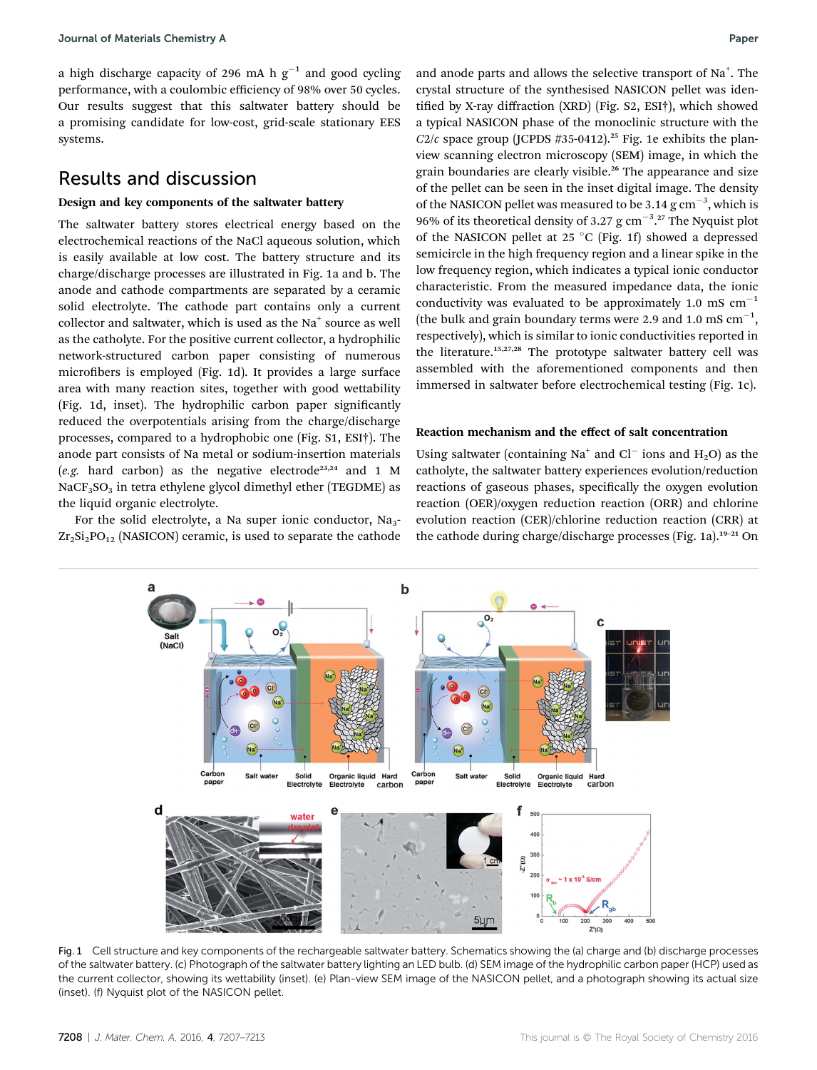a high discharge capacity of 296 mA h $g^{-1}$ and good cycling performance, with a coulombic efficiency of 98% over 50 cycles. Our results suggest that this saltwater battery should be a promising candidate for low-cost, grid-scale stationary EES systems.

## Results and discussion

### Design and key components of the saltwater battery

The saltwater battery stores electrical energy based on the electrochemical reactions of the NaCl aqueous solution, which is easily available at low cost. The battery structure and its charge/discharge processes are illustrated in Fig. 1a and b. The anode and cathode compartments are separated by a ceramic solid electrolyte. The cathode part contains only a current collector and saltwater, which is used as the $Na^+$ source as well as the catholyte. For the positive current collector, a hydrophilic network-structured carbon paper consisting of numerous microfibers is employed (Fig. 1d). It provides a large surface area with many reaction sites, together with good wettability (Fig. 1d, inset). The hydrophilic carbon paper significantly reduced the overpotentials arising from the charge/discharge processes, compared to a hydrophobic one (Fig. S1, ESI†). The anode part consists of Na metal or sodium-insertion materials (*e.g.* hard carbon) as the negative electrode[23,24] and 1 M $NaCF_3SO_3$ in tetra ethylene glycol dimethyl ether (TEGDME) as the liquid organic electrolyte.

For the solid electrolyte, a Na super ionic conductor, $Na_3Zr_2Si_2PO_{12}$ (NASICON) ceramic, is used to separate the cathode and anode parts and allows the selective transport of $Na^+$. The crystal structure of the synthesised NASICON pellet was identified by X-ray diffraction (XRD) (Fig. S2, ESI†), which showed a typical NASICON phase of the monoclinic structure with the *C*2/*c* space group (JCPDS #35-0412).[25] Fig. 1e exhibits the plan-view scanning electron microscopy (SEM) image, in which the grain boundaries are clearly visible.[26] The appearance and size of the pellet can be seen in the inset digital image. The density of the NASICON pellet was measured to be 3.14 g $cm^{-3}$, which is 96% of its theoretical density of 3.27 g $cm^{-3}$.[27] The Nyquist plot of the NASICON pellet at 25 °C (Fig. 1f) showed a depressed semicircle in the high frequency region and a linear spike in the low frequency region, which indicates a typical ionic conductor characteristic. From the measured impedance data, the ionic conductivity was evaluated to be approximately 1.0 mS $cm^{-1}$ (the bulk and grain boundary terms were 2.9 and 1.0 mS $cm^{-1}$, respectively), which is similar to ionic conductivities reported in the literature.[15,27,28] The prototype saltwater battery cell was assembled with the aforementioned components and then immersed in saltwater before electrochemical testing (Fig. 1c).

### Reaction mechanism and the effect of salt concentration

Using saltwater (containing $Na^+$ and $Cl^-$ ions and $H_2O$) as the catholyte, the saltwater battery experiences evolution/reduction reactions of gaseous phases, specifically the oxygen evolution reaction (OER)/oxygen reduction reaction (ORR) and chlorine evolution reaction (CER)/chlorine reduction reaction (CRR) at the cathode during charge/discharge processes (Fig. 1a).[19–21] On

Fig. 1 Cell structure and key components of the rechargeable saltwater battery. Schematics showing the (a) charge and (b) discharge processes of the saltwater battery. (c) Photograph of the saltwater battery lighting an LED bulb. (d) SEM image of the hydrophilic carbon paper (HCP) used as the current collector, showing its wettability (inset). (e) Plan-view SEM image of the NASICON pellet, and a photograph showing its actual size (inset). (f) Nyquist plot of the NASICON pellet.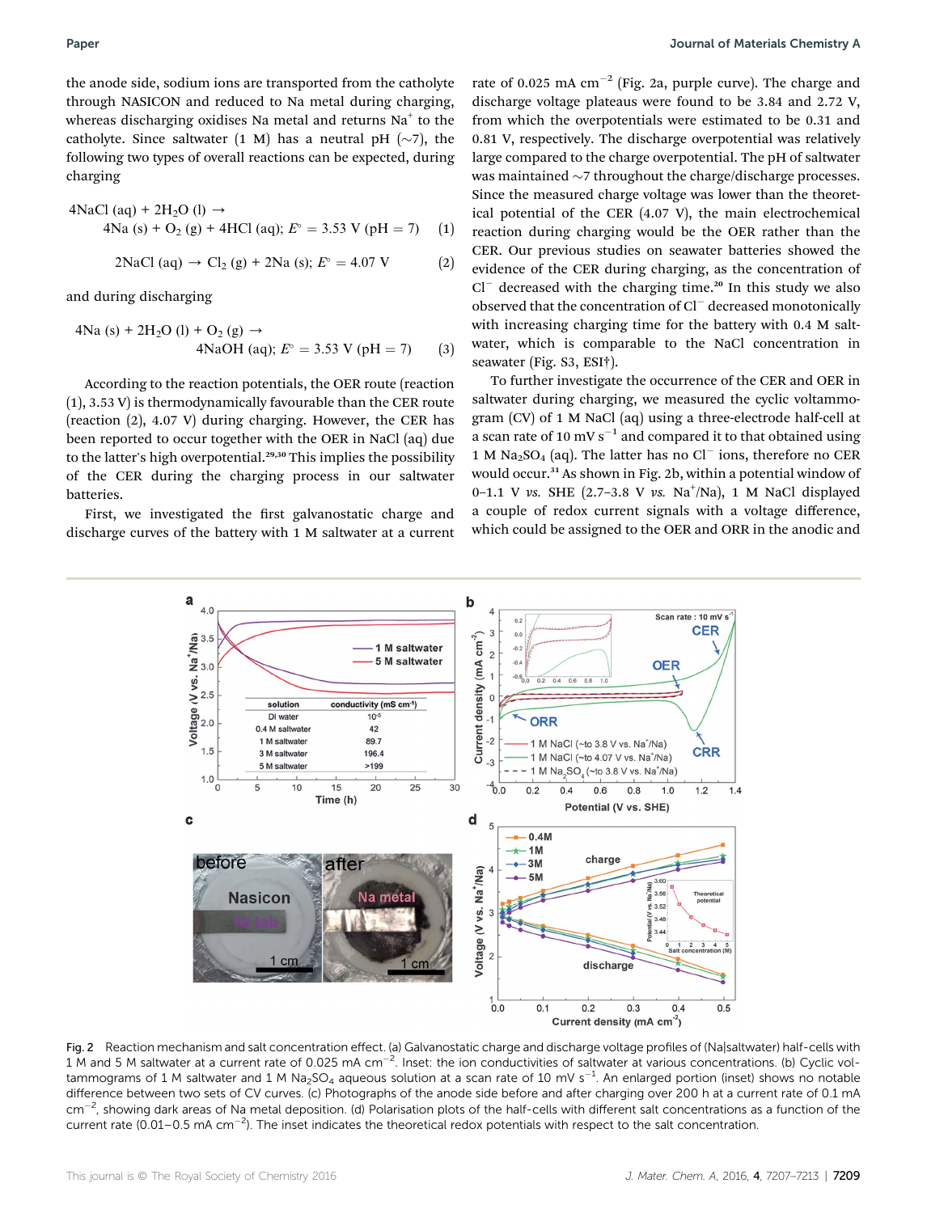the anode side, sodium ions are transported from the catholyte through NASICON and reduced to Na metal during charging, whereas discharging oxidises Na metal and returns $Na^+$ to the catholyte. Since saltwater (1 M) has a neutral pH (~7), the following two types of overall reactions can be expected, during charging

$$4NaCl\,(aq) + 2H_2O\,(l) \rightarrow 4Na\,(s) + O_2\,(g) + 4HCl\,(aq);\ E^\circ = 3.53\ V\ (pH = 7) \quad (1)$$

$$2NaCl\,(aq) \rightarrow Cl_2\,(g) + 2Na\,(s);\ E^\circ = 4.07\ V \quad (2)$$

and during discharging

$$4Na\,(s) + 2H_2O\,(l) + O_2\,(g) \rightarrow 4NaOH\,(aq);\ E^\circ = 3.53\ V\ (pH = 7) \quad (3)$$

According to the reaction potentials, the OER route (reaction (1), 3.53 V) is thermodynamically favourable than the CER route (reaction (2), 4.07 V) during charging. However, the CER has been reported to occur together with the OER in NaCl (aq) due to the latter's high overpotential.[29,30] This implies the possibility of the CER during the charging process in our saltwater batteries.

First, we investigated the first galvanostatic charge and discharge curves of the battery with 1 M saltwater at a current rate of 0.025 mA $cm^{-2}$ (Fig. 2a, purple curve). The charge and discharge voltage plateaus were found to be 3.84 and 2.72 V, from which the overpotentials were estimated to be 0.31 and 0.81 V, respectively. The discharge overpotential was relatively large compared to the charge overpotential. The pH of saltwater was maintained ~7 throughout the charge/discharge processes. Since the measured charge voltage was lower than the theoretical potential of the CER (4.07 V), the main electrochemical reaction during charging would be the OER rather than the CER. Our previous studies on seawater batteries showed the evidence of the CER during charging, as the concentration of $Cl^-$ decreased with the charging time.[20] In this study we also observed that the concentration of $Cl^-$ decreased monotonically with increasing charging time for the battery with 0.4 M saltwater, which is comparable to the NaCl concentration in seawater (Fig. S3, ESI†).

To further investigate the occurrence of the CER and OER in saltwater during charging, we measured the cyclic voltammogram (CV) of 1 M NaCl (aq) using a three-electrode half-cell at a scan rate of 10 mV $s^{-1}$ and compared it to that obtained using 1 M $Na_2SO_4$ (aq). The latter has no $Cl^-$ ions, therefore no CER would occur.[31] As shown in Fig. 2b, within a potential window of 0–1.1 V *vs.* SHE (2.7–3.8 V *vs.* $Na^+$/Na), 1 M NaCl displayed a couple of redox current signals with a voltage difference, which could be assigned to the OER and ORR in the anodic and

Fig. 2 Reaction mechanism and salt concentration effect. (a) Galvanostatic charge and discharge voltage profiles of (Na|saltwater) half-cells with 1 M and 5 M saltwater at a current rate of 0.025 mA $cm^{-2}$. Inset: the ion conductivities of saltwater at various concentrations. (b) Cyclic voltammograms of 1 M saltwater and 1 M $Na_2SO_4$ aqueous solution at a scan rate of 10 mV $s^{-1}$. An enlarged portion (inset) shows no notable difference between two sets of CV curves. (c) Photographs of the anode side before and after charging over 200 h at a current rate of 0.1 mA $cm^{-2}$, showing dark areas of Na metal deposition. (d) Polarisation plots of the half-cells with different salt concentrations as a function of the current rate (0.01–0.5 mA $cm^{-2}$). The inset indicates the theoretical redox potentials with respect to the salt concentration.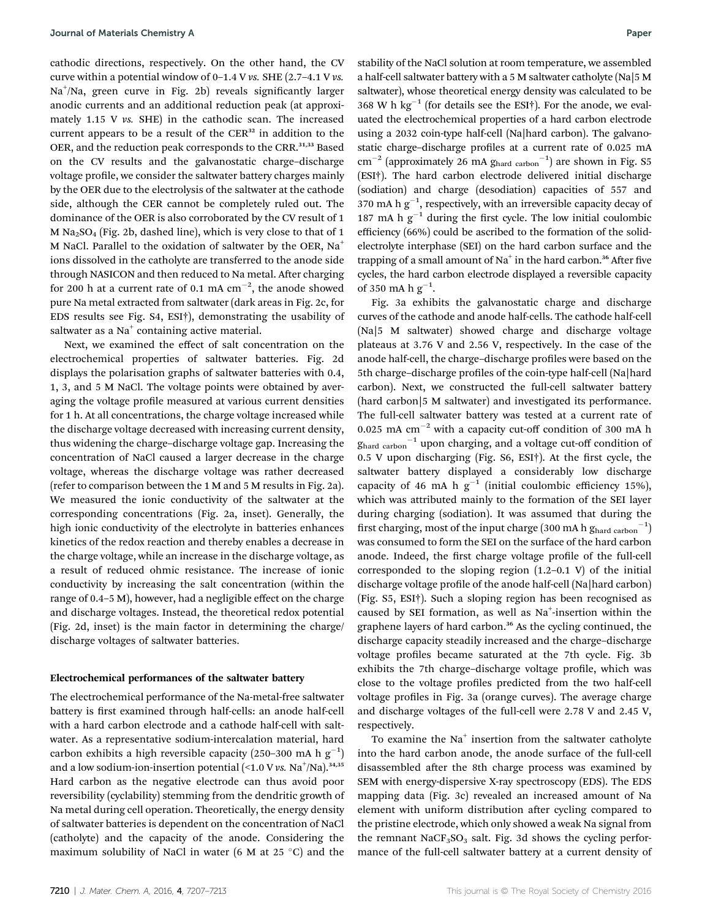cathodic directions, respectively. On the other hand, the CV curve within a potential window of 0–1.4 V *vs.* SHE (2.7–4.1 V *vs.* $Na^+$/Na, green curve in Fig. 2b) reveals significantly larger anodic currents and an additional reduction peak (at approximately 1.15 V *vs.* SHE) in the cathodic scan. The increased current appears to be a result of the CER[32] in addition to the OER, and the reduction peak corresponds to the CRR.[31,33] Based on the CV results and the galvanostatic charge–discharge voltage profile, we consider the saltwater battery charges mainly by the OER due to the electrolysis of the saltwater at the cathode side, although the CER cannot be completely ruled out. The dominance of the OER is also corroborated by the CV result of 1 M $Na_2SO_4$ (Fig. 2b, dashed line), which is very close to that of 1 M NaCl. Parallel to the oxidation of saltwater by the OER, $Na^+$ ions dissolved in the catholyte are transferred to the anode side through NASICON and then reduced to Na metal. After charging for 200 h at a current rate of 0.1 mA $cm^{-2}$, the anode showed pure Na metal extracted from saltwater (dark areas in Fig. 2c, for EDS results see Fig. S4, ESI†), demonstrating the usability of saltwater as a $Na^+$ containing active material.

Next, we examined the effect of salt concentration on the electrochemical properties of saltwater batteries. Fig. 2d displays the polarisation graphs of saltwater batteries with 0.4, 1, 3, and 5 M NaCl. The voltage points were obtained by averaging the voltage profile measured at various current densities for 1 h. At all concentrations, the charge voltage increased while the discharge voltage decreased with increasing current density, thus widening the charge–discharge voltage gap. Increasing the concentration of NaCl caused a larger decrease in the charge voltage, whereas the discharge voltage was rather decreased (refer to comparison between the 1 M and 5 M results in Fig. 2a). We measured the ionic conductivity of the saltwater at the corresponding concentrations (Fig. 2a, inset). Generally, the high ionic conductivity of the electrolyte in batteries enhances kinetics of the redox reaction and thereby enables a decrease in the charge voltage, while an increase in the discharge voltage, as a result of reduced ohmic resistance. The increase of ionic conductivity by increasing the salt concentration (within the range of 0.4–5 M), however, had a negligible effect on the charge and discharge voltages. Instead, the theoretical redox potential (Fig. 2d, inset) is the main factor in determining the charge/discharge voltages of saltwater batteries.

### Electrochemical performances of the saltwater battery

The electrochemical performance of the Na-metal-free saltwater battery is first examined through half-cells: an anode half-cell with a hard carbon electrode and a cathode half-cell with saltwater. As a representative sodium-intercalation material, hard carbon exhibits a high reversible capacity (250–300 mA h $g^{-1}$) and a low sodium-ion-insertion potential (<1.0 V *vs.* $Na^+$/Na).[34,35] Hard carbon as the negative electrode can thus avoid poor reversibility (cyclability) stemming from the dendritic growth of Na metal during cell operation. Theoretically, the energy density of saltwater batteries is dependent on the concentration of NaCl (catholyte) and the capacity of the anode. Considering the maximum solubility of NaCl in water (6 M at 25 °C) and the stability of the NaCl solution at room temperature, we assembled a half-cell saltwater battery with a 5 M saltwater catholyte (Na|5 M saltwater), whose theoretical energy density was calculated to be 368 W h $kg^{-1}$ (for details see the ESI†). For the anode, we evaluated the electrochemical properties of a hard carbon electrode using a 2032 coin-type half-cell (Na|hard carbon). The galvanostatic charge–discharge profiles at a current rate of 0.025 mA $cm^{-2}$ (approximately 26 mA $g_{hard\ carbon}^{-1}$) are shown in Fig. S5 (ESI†). The hard carbon electrode delivered initial discharge (sodiation) and charge (desodiation) capacities of 557 and 370 mA h $g^{-1}$, respectively, with an irreversible capacity decay of 187 mA h $g^{-1}$ during the first cycle. The low initial coulombic efficiency (66%) could be ascribed to the formation of the solid-electrolyte interphase (SEI) on the hard carbon surface and the trapping of a small amount of $Na^+$ in the hard carbon.[36] After five cycles, the hard carbon electrode displayed a reversible capacity of 350 mA h $g^{-1}$.

Fig. 3a exhibits the galvanostatic charge and discharge curves of the cathode and anode half-cells. The cathode half-cell (Na|5 M saltwater) showed charge and discharge voltage plateaus at 3.76 V and 2.56 V, respectively. In the case of the anode half-cell, the charge–discharge profiles were based on the 5th charge–discharge profiles of the coin-type half-cell (Na|hard carbon). Next, we constructed the full-cell saltwater battery (hard carbon|5 M saltwater) and investigated its performance. The full-cell saltwater battery was tested at a current rate of 0.025 mA $cm^{-2}$ with a capacity cut-off condition of 300 mA h $g_{hard\ carbon}^{-1}$ upon charging, and a voltage cut-off condition of 0.5 V upon discharging (Fig. S6, ESI†). At the first cycle, the saltwater battery displayed a considerably low discharge capacity of 46 mA h $g^{-1}$ (initial coulombic efficiency 15%), which was attributed mainly to the formation of the SEI layer during charging (sodiation). It was assumed that during the first charging, most of the input charge (300 mA h $g_{hard\ carbon}^{-1}$) was consumed to form the SEI on the surface of the hard carbon anode. Indeed, the first charge voltage profile of the full-cell corresponded to the sloping region (1.2–0.1 V) of the initial discharge voltage profile of the anode half-cell (Na|hard carbon) (Fig. S5, ESI†). Such a sloping region has been recognised as caused by SEI formation, as well as $Na^+$-insertion within the graphene layers of hard carbon.[36] As the cycling continued, the discharge capacity steadily increased and the charge–discharge voltage profiles became saturated at the 7th cycle. Fig. 3b exhibits the 7th charge–discharge voltage profile, which was close to the voltage profiles predicted from the two half-cell voltage profiles in Fig. 3a (orange curves). The average charge and discharge voltages of the full-cell were 2.78 V and 2.45 V, respectively.

To examine the $Na^+$ insertion from the saltwater catholyte into the hard carbon anode, the anode surface of the full-cell disassembled after the 8th charge process was examined by SEM with energy-dispersive X-ray spectroscopy (EDS). The EDS mapping data (Fig. 3c) revealed an increased amount of Na element with uniform distribution after cycling compared to the pristine electrode, which only showed a weak Na signal from the remnant $NaCF_3SO_3$ salt. Fig. 3d shows the cycling performance of the full-cell saltwater battery at a current density of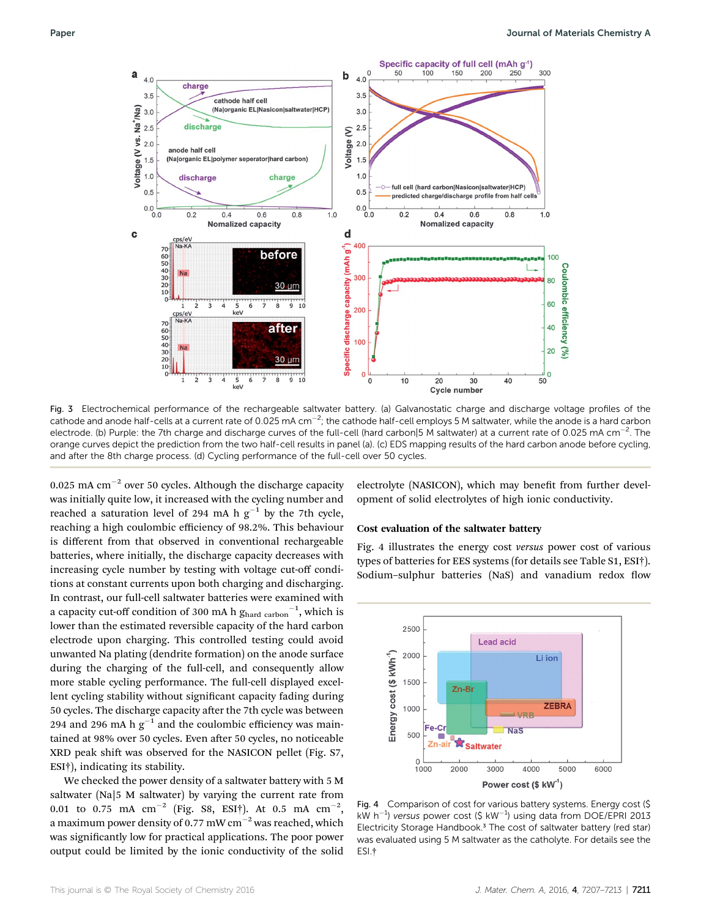Fig. 3 Electrochemical performance of the rechargeable saltwater battery. (a) Galvanostatic charge and discharge voltage profiles of the cathode and anode half-cells at a current rate of 0.025 mA cm$^{-2}$; the cathode half-cell employs 5 M saltwater, while the anode is a hard carbon electrode. (b) Purple: the 7th charge and discharge curves of the full-cell (hard carbon|5 M saltwater) at a current rate of 0.025 mA cm$^{-2}$. The orange curves depict the prediction from the two half-cell results in panel (a). (c) EDS mapping results of the hard carbon anode before cycling, and after the 8th charge process. (d) Cycling performance of the full-cell over 50 cycles.

0.025 mA cm$^{-2}$ over 50 cycles. Although the discharge capacity was initially quite low, it increased with the cycling number and reached a saturation level of 294 mA h g$^{-1}$ by the 7th cycle, reaching a high coulombic efficiency of 98.2%. This behaviour is different from that observed in conventional rechargeable batteries, where initially, the discharge capacity decreases with increasing cycle number by testing with voltage cut-off conditions at constant currents upon both charging and discharging. In contrast, our full-cell saltwater batteries were examined with a capacity cut-off condition of 300 mA h $g_{\text{hard carbon}}^{-1}$, which is lower than the estimated reversible capacity of the hard carbon electrode upon charging. This controlled testing could avoid unwanted Na plating (dendrite formation) on the anode surface during the charging of the full-cell, and consequently allow more stable cycling performance. The full-cell displayed excellent cycling stability without significant capacity fading during 50 cycles. The discharge capacity after the 7th cycle was between 294 and 296 mA h g$^{-1}$ and the coulombic efficiency was maintained at 98% over 50 cycles. Even after 50 cycles, no noticeable XRD peak shift was observed for the NASICON pellet (Fig. S7, ESI†), indicating its stability.

We checked the power density of a saltwater battery with 5 M saltwater (Na|5 M saltwater) by varying the current rate from 0.01 to 0.75 mA cm$^{-2}$ (Fig. S8, ESI†). At 0.5 mA cm$^{-2}$, a maximum power density of 0.77 mW cm$^{-2}$ was reached, which was significantly low for practical applications. The poor power output could be limited by the ionic conductivity of the solid electrolyte (NASICON), which may benefit from further development of solid electrolytes of high ionic conductivity.

## Cost evaluation of the saltwater battery

Fig. 4 illustrates the energy cost *versus* power cost of various types of batteries for EES systems (for details see Table S1, ESI†). Sodium–sulphur batteries (NaS) and vanadium redox flow

Fig. 4 Comparison of cost for various battery systems. Energy cost ($ kW h$^{-1}$) *versus* power cost ($ kW$^{-1}$) using data from DOE/EPRI 2013 Electricity Storage Handbook.[3] The cost of saltwater battery (red star) was evaluated using 5 M saltwater as the catholyte. For details see the ESI.†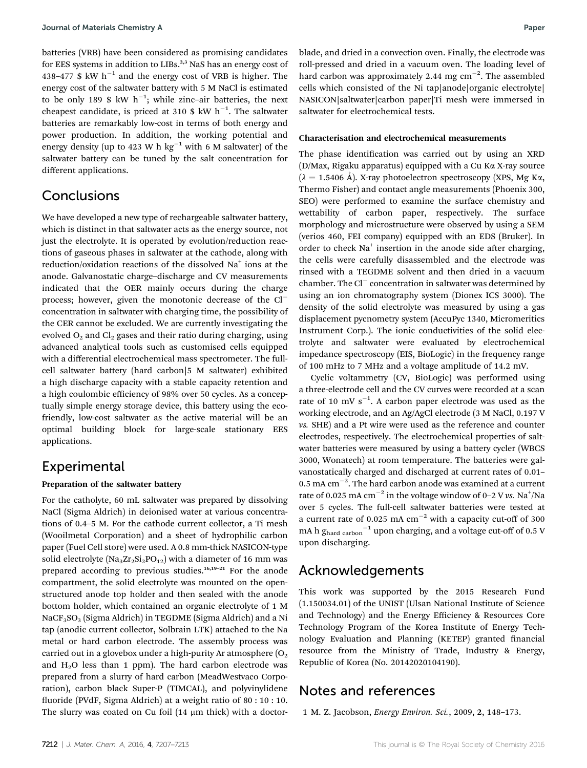batteries (VRB) have been considered as promising candidates for EES systems in addition to LIBs.[2,3] NaS has an energy cost of 438–477 $ kW h$^{-1}$ and the energy cost of VRB is higher. The energy cost of the saltwater battery with 5 M NaCl is estimated to be only 189 $ kW h$^{-1}$; while zinc–air batteries, the next cheapest candidate, is priced at 310 $ kW h$^{-1}$. The saltwater batteries are remarkably low-cost in terms of both energy and power production. In addition, the working potential and energy density (up to 423 W h kg$^{-1}$ with 6 M saltwater) of the saltwater battery can be tuned by the salt concentration for different applications.

## Conclusions

We have developed a new type of rechargeable saltwater battery, which is distinct in that saltwater acts as the energy source, not just the electrolyte. It is operated by evolution/reduction reactions of gaseous phases in saltwater at the cathode, along with reduction/oxidation reactions of the dissolved $Na^+$ ions at the anode. Galvanostatic charge–discharge and CV measurements indicated that the OER mainly occurs during the charge process; however, given the monotonic decrease of the $Cl^-$ concentration in saltwater with charging time, the possibility of the CER cannot be excluded. We are currently investigating the evolved $O_2$ and $Cl_2$ gases and their ratio during charging, using advanced analytical tools such as customised cells equipped with a differential electrochemical mass spectrometer. The full-cell saltwater battery (hard carbon|5 M saltwater) exhibited a high discharge capacity with a stable capacity retention and a high coulombic efficiency of 98% over 50 cycles. As a conceptually simple energy storage device, this battery using the eco-friendly, low-cost saltwater as the active material will be an optimal building block for large-scale stationary EES applications.

## Experimental

### Preparation of the saltwater battery

For the catholyte, 60 mL saltwater was prepared by dissolving NaCl (Sigma Aldrich) in deionised water at various concentrations of 0.4–5 M. For the cathode current collector, a Ti mesh (Wooilmetal Corporation) and a sheet of hydrophilic carbon paper (Fuel Cell store) were used. A 0.8 mm-thick NASICON-type solid electrolyte ($Na_3Zr_2Si_2PO_{12}$) with a diameter of 16 mm was prepared according to previous studies.[16,19–21] For the anode compartment, the solid electrolyte was mounted on the open-structured anode top holder and then sealed with the anode bottom holder, which contained an organic electrolyte of 1 M $NaCF_3SO_3$ (Sigma Aldrich) in TEGDME (Sigma Aldrich) and a Ni tap (anodic current collector, Solbrain LTK) attached to the Na metal or hard carbon electrode. The assembly process was carried out in a glovebox under a high-purity Ar atmosphere ($O_2$ and $H_2O$ less than 1 ppm). The hard carbon electrode was prepared from a slurry of hard carbon (MeadWestvaco Corporation), carbon black Super-P (TIMCAL), and polyvinylidene fluoride (PVdF, Sigma Aldrich) at a weight ratio of 80 : 10 : 10. The slurry was coated on Cu foil (14 μm thick) with a doctor-blade, and dried in a convection oven. Finally, the electrode was roll-pressed and dried in a vacuum oven. The loading level of hard carbon was approximately 2.44 mg cm$^{-2}$. The assembled cells which consisted of the Ni tap|anode|organic electrolyte|NASICON|saltwater|carbon paper|Ti mesh were immersed in saltwater for electrochemical tests.

### Characterisation and electrochemical measurements

The phase identification was carried out by using an XRD (D/Max, Rigaku apparatus) equipped with a Cu Kα X-ray source ($\lambda$ = 1.5406 Å). X-ray photoelectron spectroscopy (XPS, Mg Kα, Thermo Fisher) and contact angle measurements (Phoenix 300, SEO) were performed to examine the surface chemistry and wettability of carbon paper, respectively. The surface morphology and microstructure were observed by using a SEM (verios 460, FEI company) equipped with an EDS (Bruker). In order to check $Na^+$ insertion in the anode side after charging, the cells were carefully disassembled and the electrode was rinsed with a TEGDME solvent and then dried in a vacuum chamber. The $Cl^-$ concentration in saltwater was determined by using an ion chromatography system (Dionex ICS 3000). The density of the solid electrolyte was measured by using a gas displacement pycnometry system (AccuPyc 1340, Micromeritics Instrument Corp.). The ionic conductivities of the solid electrolyte and saltwater were evaluated by electrochemical impedance spectroscopy (EIS, BioLogic) in the frequency range of 100 mHz to 7 MHz and a voltage amplitude of 14.2 mV.

Cyclic voltammetry (CV, BioLogic) was performed using a three-electrode cell and the CV curves were recorded at a scan rate of 10 mV s$^{-1}$. A carbon paper electrode was used as the working electrode, and an Ag/AgCl electrode (3 M NaCl, 0.197 V *vs.* SHE) and a Pt wire were used as the reference and counter electrodes, respectively. The electrochemical properties of saltwater batteries were measured by using a battery cycler (WBCS 3000, Wonatech) at room temperature. The batteries were galvanostatically charged and discharged at current rates of 0.01–0.5 mA cm$^{-2}$. The hard carbon anode was examined at a current rate of 0.025 mA cm$^{-2}$ in the voltage window of 0–2 V *vs.* $Na^+$/Na over 5 cycles. The full-cell saltwater batteries were tested at a current rate of 0.025 mA cm$^{-2}$ with a capacity cut-off of 300 mA h $g_{hard\ carbon}^{-1}$ upon charging, and a voltage cut-off of 0.5 V upon discharging.

## Acknowledgements

This work was supported by the 2015 Research Fund (1.150034.01) of the UNIST (Ulsan National Institute of Science and Technology) and the Energy Efficiency & Resources Core Technology Program of the Korea Institute of Energy Technology Evaluation and Planning (KETEP) granted financial resource from the Ministry of Trade, Industry & Energy, Republic of Korea (No. 20142020104190).

## Notes and references

1 M. Z. Jacobson, *Energy Environ. Sci.*, 2009, **2**, 148–173.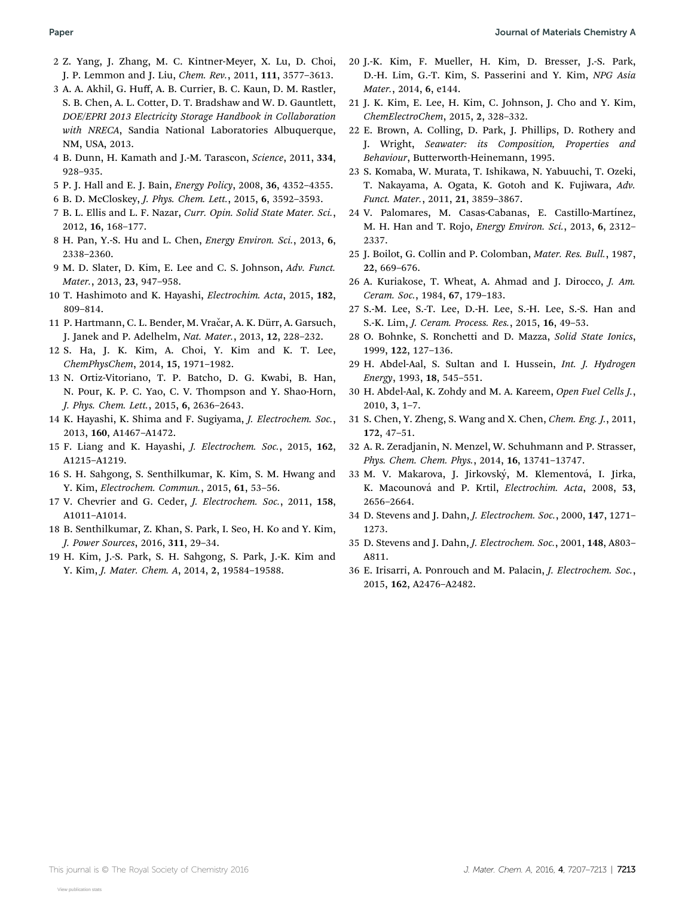2 Z. Yang, J. Zhang, M. C. Kintner-Meyer, X. Lu, D. Choi, J. P. Lemmon and J. Liu, *Chem. Rev.*, 2011, **111**, 3577–3613.

3 A. A. Akhil, G. Huff, A. B. Currier, B. C. Kaun, D. M. Rastler, S. B. Chen, A. L. Cotter, D. T. Bradshaw and W. D. Gauntlett, *DOE/EPRI 2013 Electricity Storage Handbook in Collaboration with NRECA*, Sandia National Laboratories Albuquerque, NM, USA, 2013.

4 B. Dunn, H. Kamath and J.-M. Tarascon, *Science*, 2011, **334**, 928–935.

5 P. J. Hall and E. J. Bain, *Energy Policy*, 2008, **36**, 4352–4355.

6 B. D. McCloskey, *J. Phys. Chem. Lett.*, 2015, **6**, 3592–3593.

7 B. L. Ellis and L. F. Nazar, *Curr. Opin. Solid State Mater. Sci.*, 2012, **16**, 168–177.

8 H. Pan, Y.-S. Hu and L. Chen, *Energy Environ. Sci.*, 2013, **6**, 2338–2360.

9 M. D. Slater, D. Kim, E. Lee and C. S. Johnson, *Adv. Funct. Mater.*, 2013, **23**, 947–958.

10 T. Hashimoto and K. Hayashi, *Electrochim. Acta*, 2015, **182**, 809–814.

11 P. Hartmann, C. L. Bender, M. Vračar, A. K. Dürr, A. Garsuch, J. Janek and P. Adelhelm, *Nat. Mater.*, 2013, **12**, 228–232.

12 S. Ha, J. K. Kim, A. Choi, Y. Kim and K. T. Lee, *ChemPhysChem*, 2014, **15**, 1971–1982.

13 N. Ortiz-Vitoriano, T. P. Batcho, D. G. Kwabi, B. Han, N. Pour, K. P. C. Yao, C. V. Thompson and Y. Shao-Horn, *J. Phys. Chem. Lett.*, 2015, **6**, 2636–2643.

14 K. Hayashi, K. Shima and F. Sugiyama, *J. Electrochem. Soc.*, 2013, **160**, A1467–A1472.

15 F. Liang and K. Hayashi, *J. Electrochem. Soc.*, 2015, **162**, A1215–A1219.

16 S. H. Sahgong, S. Senthilkumar, K. Kim, S. M. Hwang and Y. Kim, *Electrochem. Commun.*, 2015, **61**, 53–56.

17 V. Chevrier and G. Ceder, *J. Electrochem. Soc.*, 2011, **158**, A1011–A1014.

18 B. Senthilkumar, Z. Khan, S. Park, I. Seo, H. Ko and Y. Kim, *J. Power Sources*, 2016, **311**, 29–34.

19 H. Kim, J.-S. Park, S. H. Sahgong, S. Park, J.-K. Kim and Y. Kim, *J. Mater. Chem. A*, 2014, **2**, 19584–19588.

20 J.-K. Kim, F. Mueller, H. Kim, D. Bresser, J.-S. Park, D.-H. Lim, G.-T. Kim, S. Passerini and Y. Kim, *NPG Asia Mater.*, 2014, **6**, e144.

21 J. K. Kim, E. Lee, H. Kim, C. Johnson, J. Cho and Y. Kim, *ChemElectroChem*, 2015, **2**, 328–332.

22 E. Brown, A. Colling, D. Park, J. Phillips, D. Rothery and J. Wright, *Seawater: its Composition, Properties and Behaviour*, Butterworth-Heinemann, 1995.

23 S. Komaba, W. Murata, T. Ishikawa, N. Yabuuchi, T. Ozeki, T. Nakayama, A. Ogata, K. Gotoh and K. Fujiwara, *Adv. Funct. Mater.*, 2011, **21**, 3859–3867.

24 V. Palomares, M. Casas-Cabanas, E. Castillo-Martínez, M. H. Han and T. Rojo, *Energy Environ. Sci.*, 2013, **6**, 2312–2337.

25 J. Boilot, G. Collin and P. Colomban, *Mater. Res. Bull.*, 1987, **22**, 669–676.

26 A. Kuriakose, T. Wheat, A. Ahmad and J. Dirocco, *J. Am. Ceram. Soc.*, 1984, **67**, 179–183.

27 S.-M. Lee, S.-T. Lee, D.-H. Lee, S.-H. Lee, S.-S. Han and S.-K. Lim, *J. Ceram. Process. Res.*, 2015, **16**, 49–53.

28 O. Bohnke, S. Ronchetti and D. Mazza, *Solid State Ionics*, 1999, **122**, 127–136.

29 H. Abdel-Aal, S. Sultan and I. Hussein, *Int. J. Hydrogen Energy*, 1993, **18**, 545–551.

30 H. Abdel-Aal, K. Zohdy and M. A. Kareem, *Open Fuel Cells J.*, 2010, **3**, 1–7.

31 S. Chen, Y. Zheng, S. Wang and X. Chen, *Chem. Eng. J.*, 2011, **172**, 47–51.

32 A. R. Zeradjanin, N. Menzel, W. Schuhmann and P. Strasser, *Phys. Chem. Chem. Phys.*, 2014, **16**, 13741–13747.

33 M. V. Makarova, J. Jirkovský, M. Klementová, I. Jirka, K. Macounová and P. Krtil, *Electrochim. Acta*, 2008, **53**, 2656–2664.

34 D. Stevens and J. Dahn, *J. Electrochem. Soc.*, 2000, **147**, 1271–1273.

35 D. Stevens and J. Dahn, *J. Electrochem. Soc.*, 2001, **148**, A803–A811.

36 E. Irisarri, A. Ponrouch and M. Palacin, *J. Electrochem. Soc.*, 2015, **162**, A2476–A2482.